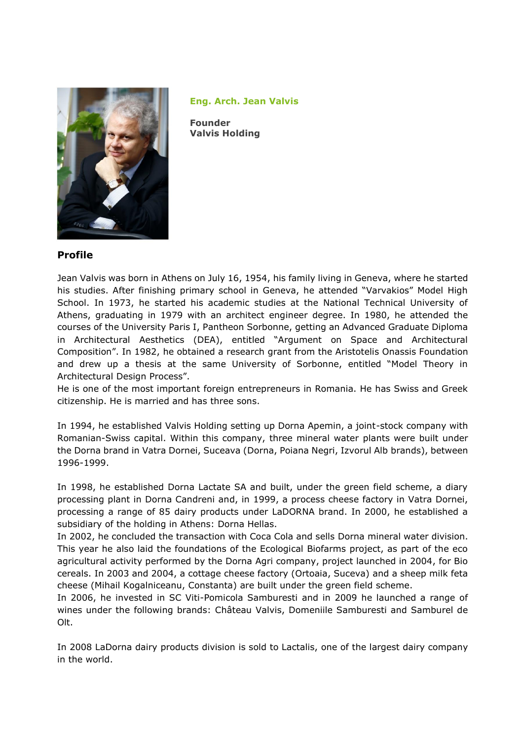**Eng. Arch. Jean Valvis**

**Founder**
**Valvis Holding**

## Profile

Jean Valvis was born in Athens on July 16, 1954, his family living in Geneva, where he started his studies. After finishing primary school in Geneva, he attended "Varvakios" Model High School. In 1973, he started his academic studies at the National Technical University of Athens, graduating in 1979 with an architect engineer degree. In 1980, he attended the courses of the University Paris I, Pantheon Sorbonne, getting an Advanced Graduate Diploma in Architectural Aesthetics (DEA), entitled "Argument on Space and Architectural Composition". In 1982, he obtained a research grant from the Aristotelis Onassis Foundation and drew up a thesis at the same University of Sorbonne, entitled "Model Theory in Architectural Design Process".
He is one of the most important foreign entrepreneurs in Romania. He has Swiss and Greek citizenship. He is married and has three sons.

In 1994, he established Valvis Holding setting up Dorna Apemin, a joint-stock company with Romanian-Swiss capital. Within this company, three mineral water plants were built under the Dorna brand in Vatra Dornei, Suceava (Dorna, Poiana Negri, Izvorul Alb brands), between 1996-1999.

In 1998, he established Dorna Lactate SA and built, under the green field scheme, a diary processing plant in Dorna Candreni and, in 1999, a process cheese factory in Vatra Dornei, processing a range of 85 dairy products under LaDORNA brand. In 2000, he established a subsidiary of the holding in Athens: Dorna Hellas.
In 2002, he concluded the transaction with Coca Cola and sells Dorna mineral water division. This year he also laid the foundations of the Ecological Biofarms project, as part of the eco agricultural activity performed by the Dorna Agri company, project launched in 2004, for Bio cereals. In 2003 and 2004, a cottage cheese factory (Ortoaia, Suceva) and a sheep milk feta cheese (Mihail Kogalniceanu, Constanta) are built under the green field scheme.
In 2006, he invested in SC Viti-Pomicola Samburesti and in 2009 he launched a range of wines under the following brands: Château Valvis, Domeniile Samburesti and Samburel de Olt.

In 2008 LaDorna dairy products division is sold to Lactalis, one of the largest dairy company in the world.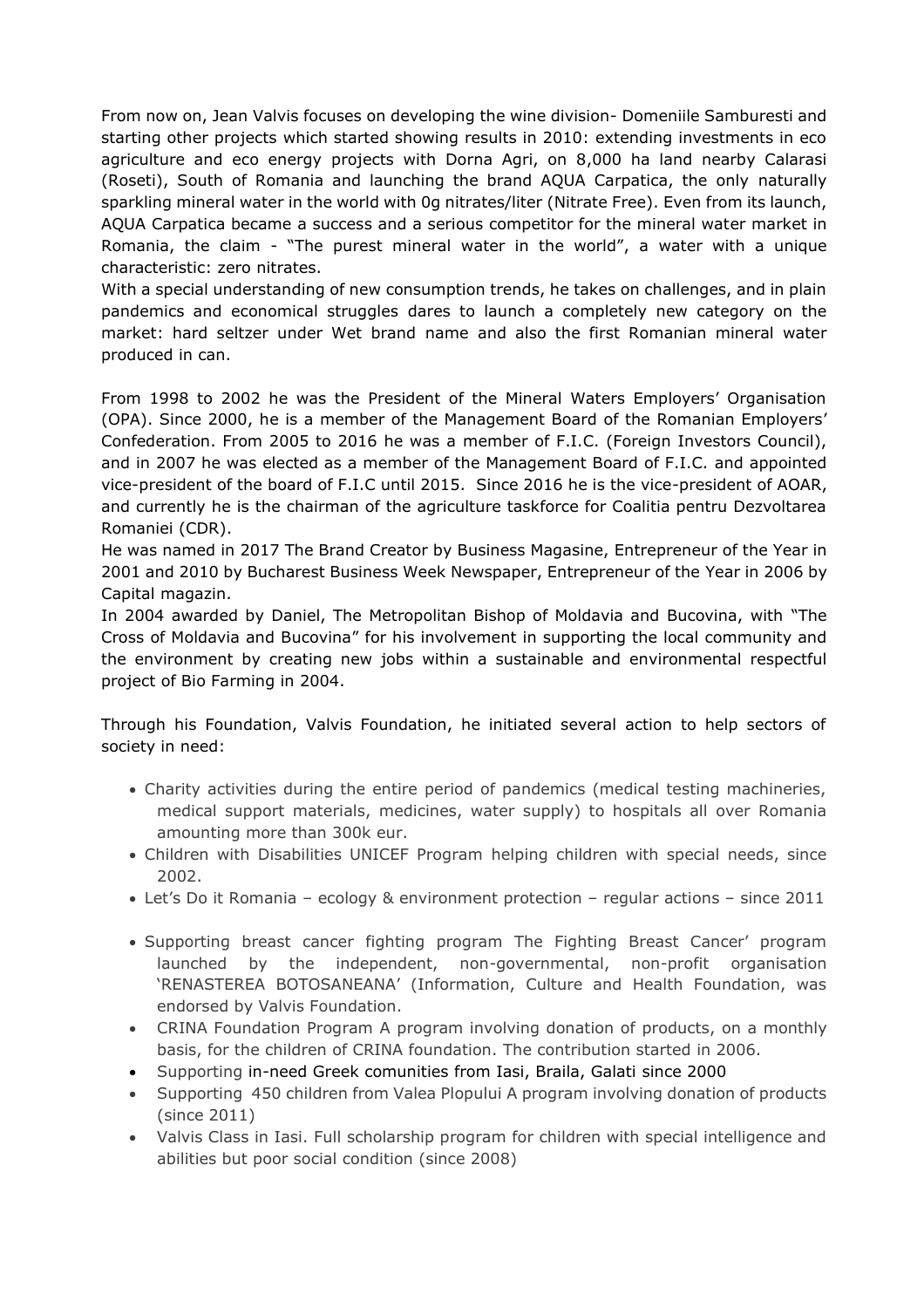From now on, Jean Valvis focuses on developing the wine division- Domeniile Samburesti and starting other projects which started showing results in 2010: extending investments in eco agriculture and eco energy projects with Dorna Agri, on 8,000 ha land nearby Calarasi (Roseti), South of Romania and launching the brand AQUA Carpatica, the only naturally sparkling mineral water in the world with 0g nitrates/liter (Nitrate Free). Even from its launch, AQUA Carpatica became a success and a serious competitor for the mineral water market in Romania, the claim - "The purest mineral water in the world", a water with a unique characteristic: zero nitrates.
With a special understanding of new consumption trends, he takes on challenges, and in plain pandemics and economical struggles dares to launch a completely new category on the market: hard seltzer under Wet brand name and also the first Romanian mineral water produced in can.

From 1998 to 2002 he was the President of the Mineral Waters Employers' Organisation (OPA). Since 2000, he is a member of the Management Board of the Romanian Employers' Confederation. From 2005 to 2016 he was a member of F.I.C. (Foreign Investors Council), and in 2007 he was elected as a member of the Management Board of F.I.C. and appointed vice-president of the board of F.I.C until 2015. Since 2016 he is the vice-president of AOAR, and currently he is the chairman of the agriculture taskforce for Coalitia pentru Dezvoltarea Romaniei (CDR).
He was named in 2017 The Brand Creator by Business Magasine, Entrepreneur of the Year in 2001 and 2010 by Bucharest Business Week Newspaper, Entrepreneur of the Year in 2006 by Capital magazin.
In 2004 awarded by Daniel, The Metropolitan Bishop of Moldavia and Bucovina, with "The Cross of Moldavia and Bucovina" for his involvement in supporting the local community and the environment by creating new jobs within a sustainable and environmental respectful project of Bio Farming in 2004.

Through his Foundation, Valvis Foundation, he initiated several action to help sectors of society in need:

- Charity activities during the entire period of pandemics (medical testing machineries, medical support materials, medicines, water supply) to hospitals all over Romania amounting more than 300k eur.
- Children with Disabilities UNICEF Program helping children with special needs, since 2002.
- Let's Do it Romania – ecology & environment protection – regular actions – since 2011
- Supporting breast cancer fighting program The Fighting Breast Cancer' program launched by the independent, non-governmental, non-profit organisation 'RENASTEREA BOTOSANEANA' (Information, Culture and Health Foundation, was endorsed by Valvis Foundation.
- CRINA Foundation Program A program involving donation of products, on a monthly basis, for the children of CRINA foundation. The contribution started in 2006.
- Supporting in-need Greek comunities from Iasi, Braila, Galati since 2000
- Supporting 450 children from Valea Plopului A program involving donation of products (since 2011)
- Valvis Class in Iasi. Full scholarship program for children with special intelligence and abilities but poor social condition (since 2008)